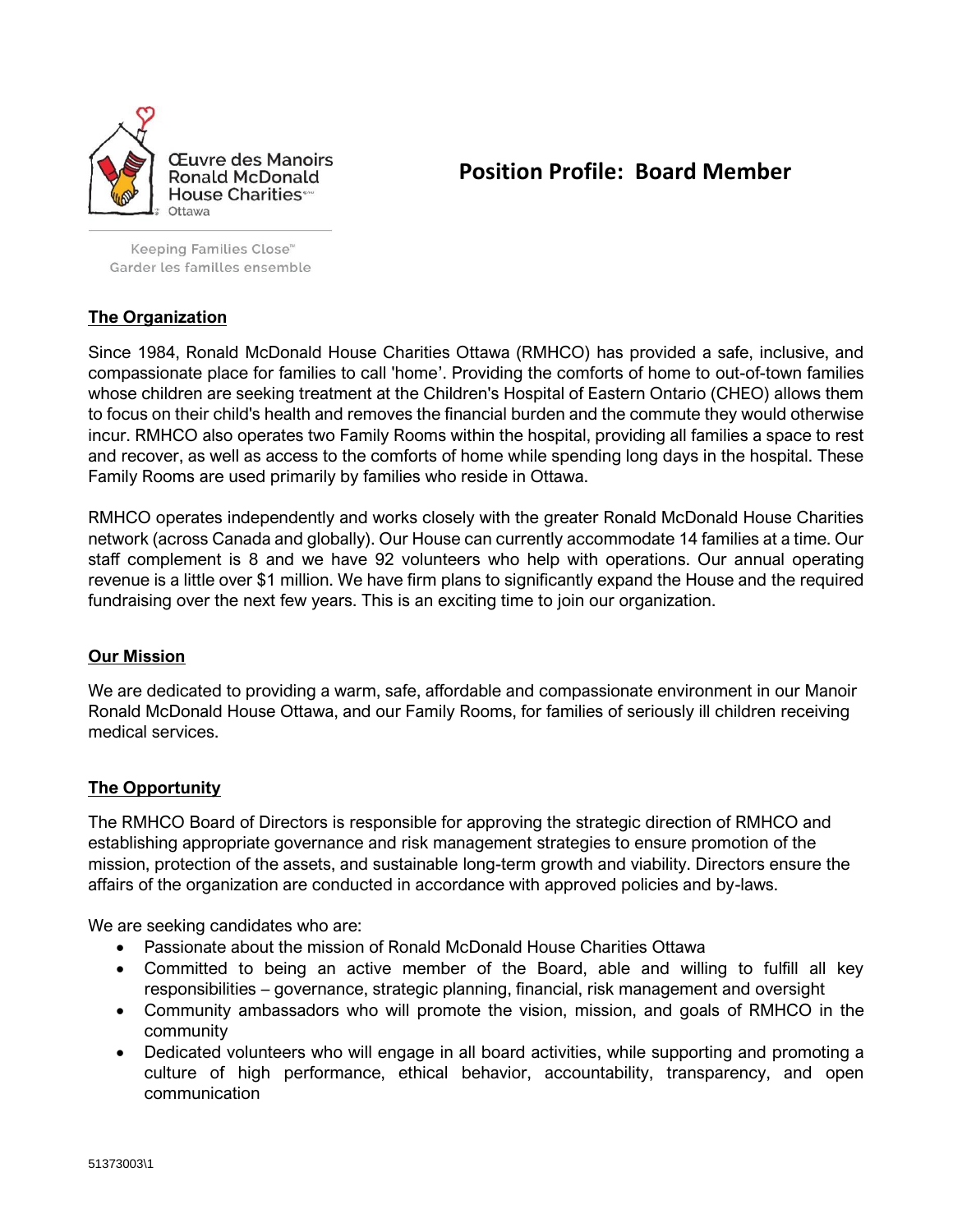Œuvre des Manoirs Ronald McDonald House Charities℠ Ottawa

Keeping Families Close™
Garder les familles ensemble

# Position Profile: Board Member

## The Organization

Since 1984, Ronald McDonald House Charities Ottawa (RMHCO) has provided a safe, inclusive, and compassionate place for families to call 'home'. Providing the comforts of home to out-of-town families whose children are seeking treatment at the Children's Hospital of Eastern Ontario (CHEO) allows them to focus on their child's health and removes the financial burden and the commute they would otherwise incur. RMHCO also operates two Family Rooms within the hospital, providing all families a space to rest and recover, as well as access to the comforts of home while spending long days in the hospital. These Family Rooms are used primarily by families who reside in Ottawa.

RMHCO operates independently and works closely with the greater Ronald McDonald House Charities network (across Canada and globally). Our House can currently accommodate 14 families at a time. Our staff complement is 8 and we have 92 volunteers who help with operations. Our annual operating revenue is a little over $1 million. We have firm plans to significantly expand the House and the required fundraising over the next few years. This is an exciting time to join our organization.

## Our Mission

We are dedicated to providing a warm, safe, affordable and compassionate environment in our Manoir Ronald McDonald House Ottawa, and our Family Rooms, for families of seriously ill children receiving medical services.

## The Opportunity

The RMHCO Board of Directors is responsible for approving the strategic direction of RMHCO and establishing appropriate governance and risk management strategies to ensure promotion of the mission, protection of the assets, and sustainable long-term growth and viability. Directors ensure the affairs of the organization are conducted in accordance with approved policies and by-laws.

We are seeking candidates who are:

- Passionate about the mission of Ronald McDonald House Charities Ottawa
- Committed to being an active member of the Board, able and willing to fulfill all key responsibilities – governance, strategic planning, financial, risk management and oversight
- Community ambassadors who will promote the vision, mission, and goals of RMHCO in the community
- Dedicated volunteers who will engage in all board activities, while supporting and promoting a culture of high performance, ethical behavior, accountability, transparency, and open communication

51373003\1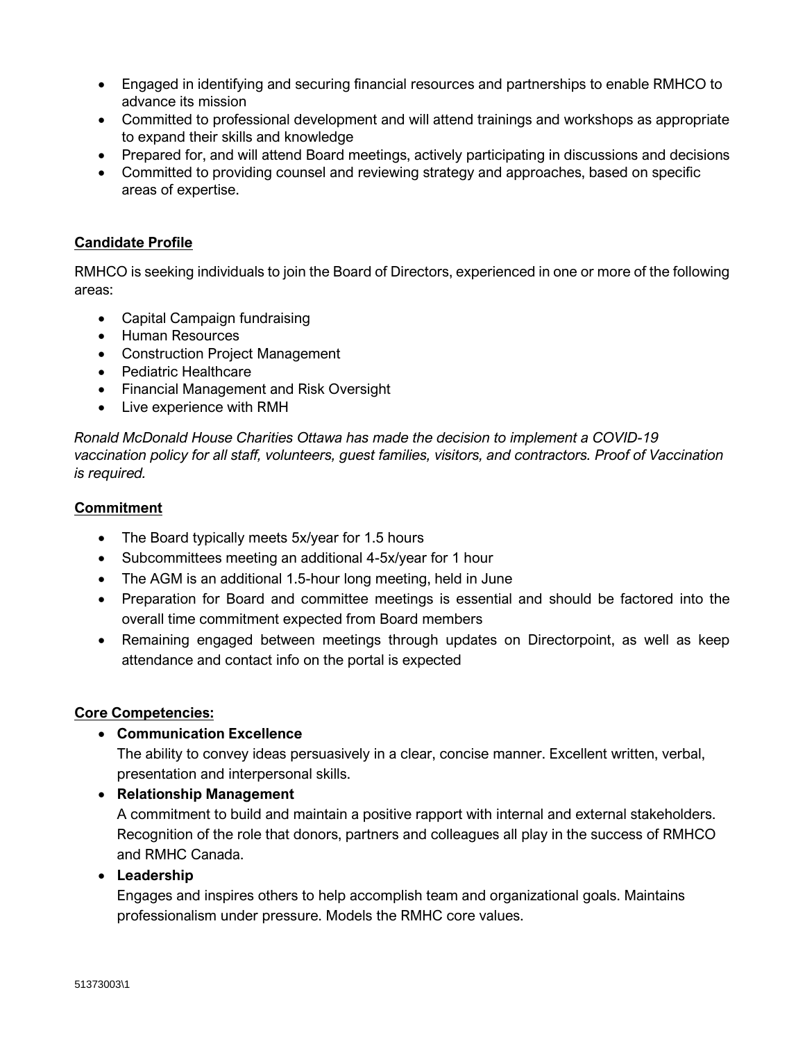- Engaged in identifying and securing financial resources and partnerships to enable RMHCO to advance its mission
- Committed to professional development and will attend trainings and workshops as appropriate to expand their skills and knowledge
- Prepared for, and will attend Board meetings, actively participating in discussions and decisions
- Committed to providing counsel and reviewing strategy and approaches, based on specific areas of expertise.

## Candidate Profile

RMHCO is seeking individuals to join the Board of Directors, experienced in one or more of the following areas:

- Capital Campaign fundraising
- Human Resources
- Construction Project Management
- Pediatric Healthcare
- Financial Management and Risk Oversight
- Live experience with RMH

*Ronald McDonald House Charities Ottawa has made the decision to implement a COVID-19 vaccination policy for all staff, volunteers, guest families, visitors, and contractors. Proof of Vaccination is required.*

## Commitment

- The Board typically meets 5x/year for 1.5 hours
- Subcommittees meeting an additional 4-5x/year for 1 hour
- The AGM is an additional 1.5-hour long meeting, held in June
- Preparation for Board and committee meetings is essential and should be factored into the overall time commitment expected from Board members
- Remaining engaged between meetings through updates on Directorpoint, as well as keep attendance and contact info on the portal is expected

## Core Competencies:

- **Communication Excellence**
  The ability to convey ideas persuasively in a clear, concise manner. Excellent written, verbal, presentation and interpersonal skills.
- **Relationship Management**
  A commitment to build and maintain a positive rapport with internal and external stakeholders. Recognition of the role that donors, partners and colleagues all play in the success of RMHCO and RMHC Canada.
- **Leadership**
  Engages and inspires others to help accomplish team and organizational goals. Maintains professionalism under pressure. Models the RMHC core values.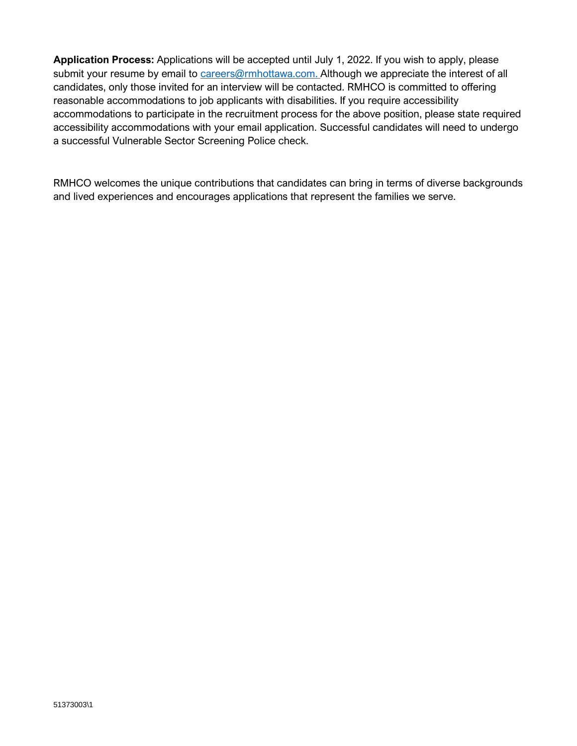**Application Process:** Applications will be accepted until July 1, 2022. If you wish to apply, please submit your resume by email to careers@rmhottawa.com. Although we appreciate the interest of all candidates, only those invited for an interview will be contacted. RMHCO is committed to offering reasonable accommodations to job applicants with disabilities. If you require accessibility accommodations to participate in the recruitment process for the above position, please state required accessibility accommodations with your email application. Successful candidates will need to undergo a successful Vulnerable Sector Screening Police check.

RMHCO welcomes the unique contributions that candidates can bring in terms of diverse backgrounds and lived experiences and encourages applications that represent the families we serve.

51373003\1